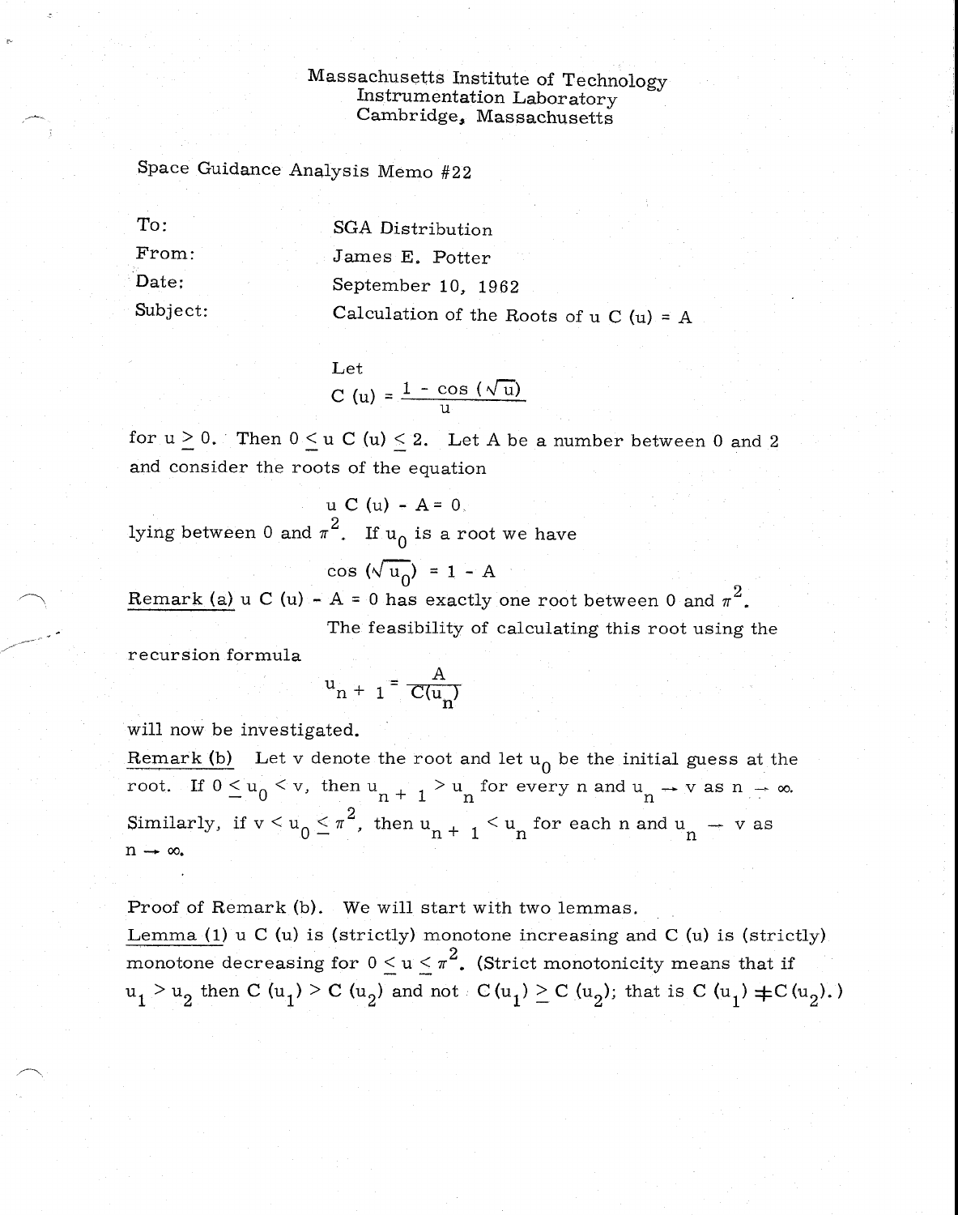Massachusetts Institute of Technology
Instrumentation Laboratory
Cambridge, Massachusetts

Space Guidance Analysis Memo #22

| | |
|---|---|
| To: | SGA Distribution |
| From: | James E. Potter |
| Date: | September 10, 1962 |
| Subject: | Calculation of the Roots of u C (u) = A |

Let

$$C(u) = \frac{1 - \cos(\sqrt{u})}{u}$$

for $u \geq 0$. Then $0 \leq u\,C(u) \leq 2$. Let A be a number between 0 and 2 and consider the roots of the equation

$$u\,C(u) - A = 0$$

lying between 0 and $\pi^2$. If $u_0$ is a root we have

$$\cos(\sqrt{u_0}) = 1 - A$$

Remark (a) $u\,C(u) - A = 0$ has exactly one root between 0 and $\pi^2$.

The feasibility of calculating this root using the recursion formula

$$u_{n+1} = \frac{A}{C(u_n)}$$

will now be investigated.

Remark (b) Let v denote the root and let $u_0$ be the initial guess at the root. If $0 \leq u_0 < v$, then $u_{n+1} > u_n$ for every n and $u_n \to v$ as $n \to \infty$. Similarly, if $v < u_0 \leq \pi^2$, then $u_{n+1} < u_n$ for each n and $u_n \to v$ as $n \to \infty$.

Proof of Remark (b). We will start with two lemmas.

Lemma (1) $u\,C(u)$ is (strictly) monotone increasing and $C(u)$ is (strictly) monotone decreasing for $0 \leq u \leq \pi^2$. (Strict monotonicity means that if $u_1 > u_2$ then $C(u_1) > C(u_2)$ and not $C(u_1) \geq C(u_2)$; that is $C(u_1) \neq C(u_2)$.)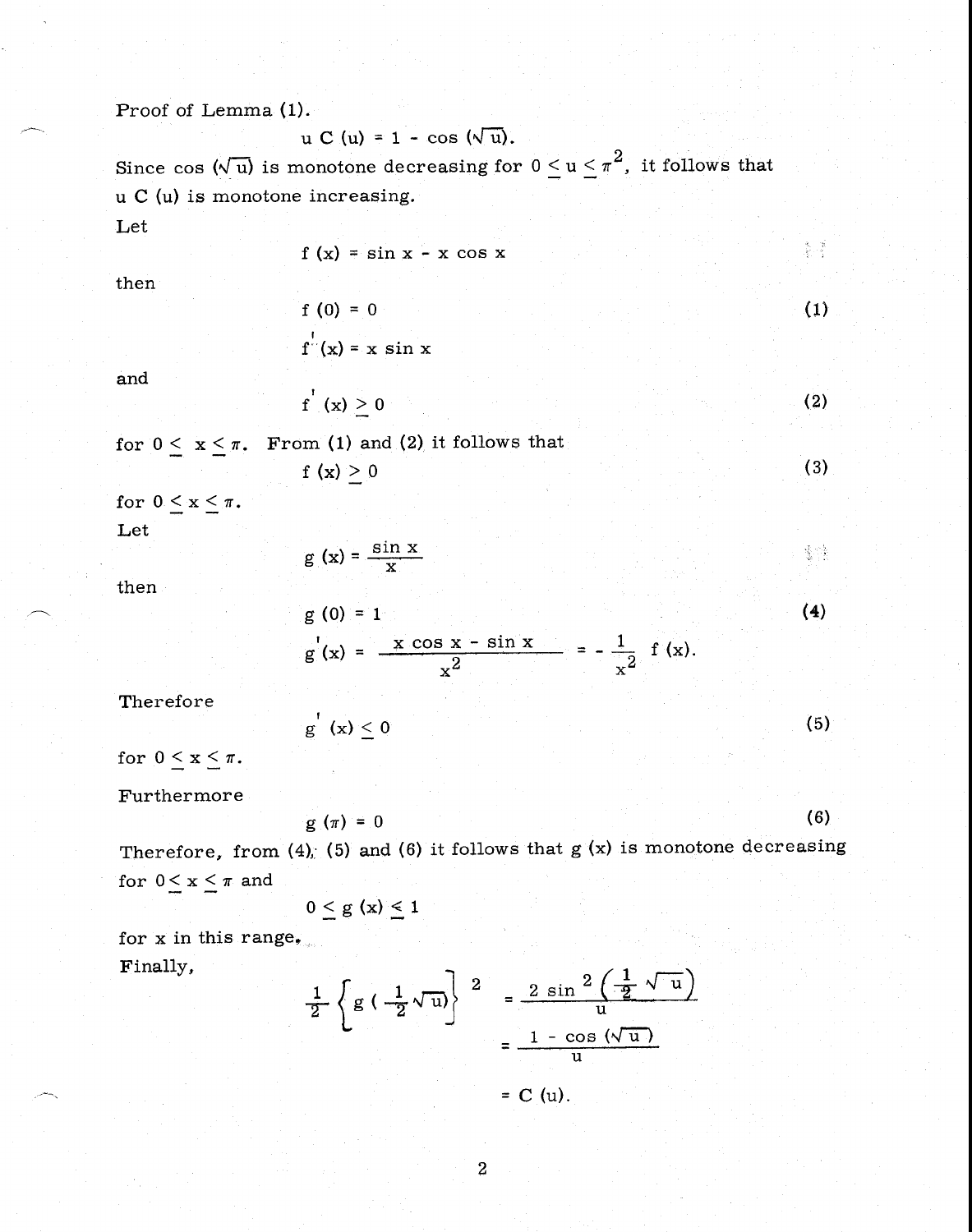Proof of Lemma (1).

$$u\, C(u) = 1 - \cos(\sqrt{u}).$$

Since $\cos(\sqrt{u})$ is monotone decreasing for $0 \leq u \leq \pi^2$, it follows that $u\, C(u)$ is monotone increasing.

Let

$$f(x) = \sin x - x \cos x$$

then

$$f(0) = 0 \tag{1}$$

$$f'(x) = x \sin x$$

and

$$f'(x) \geq 0 \tag{2}$$

for $0 \leq x \leq \pi$. From (1) and (2) it follows that

$$f(x) \geq 0 \tag{3}$$

for $0 \leq x \leq \pi$.

Let

$$g(x) = \frac{\sin x}{x}$$

then

$$g(0) = 1 \tag{4}$$

$$g'(x) = \frac{x \cos x - \sin x}{x^2} = -\frac{1}{x^2} f(x).$$

Therefore

$$g'(x) \leq 0 \tag{5}$$

for $0 \leq x \leq \pi$.

Furthermore

$$g(\pi) = 0 \tag{6}$$

Therefore, from (4), (5) and (6) it follows that $g(x)$ is monotone decreasing for $0 \leq x \leq \pi$ and

$$0 \leq g(x) \leq 1$$

for $x$ in this range.

Finally,

$$\frac{1}{2}\left\{g\left(\frac{1}{2}\sqrt{u}\right)\right\}^2 = \frac{2 \sin^2\left(\frac{1}{2}\sqrt{u}\right)}{u}$$

$$= \frac{1 - \cos(\sqrt{u})}{u}$$

$$= C(u).$$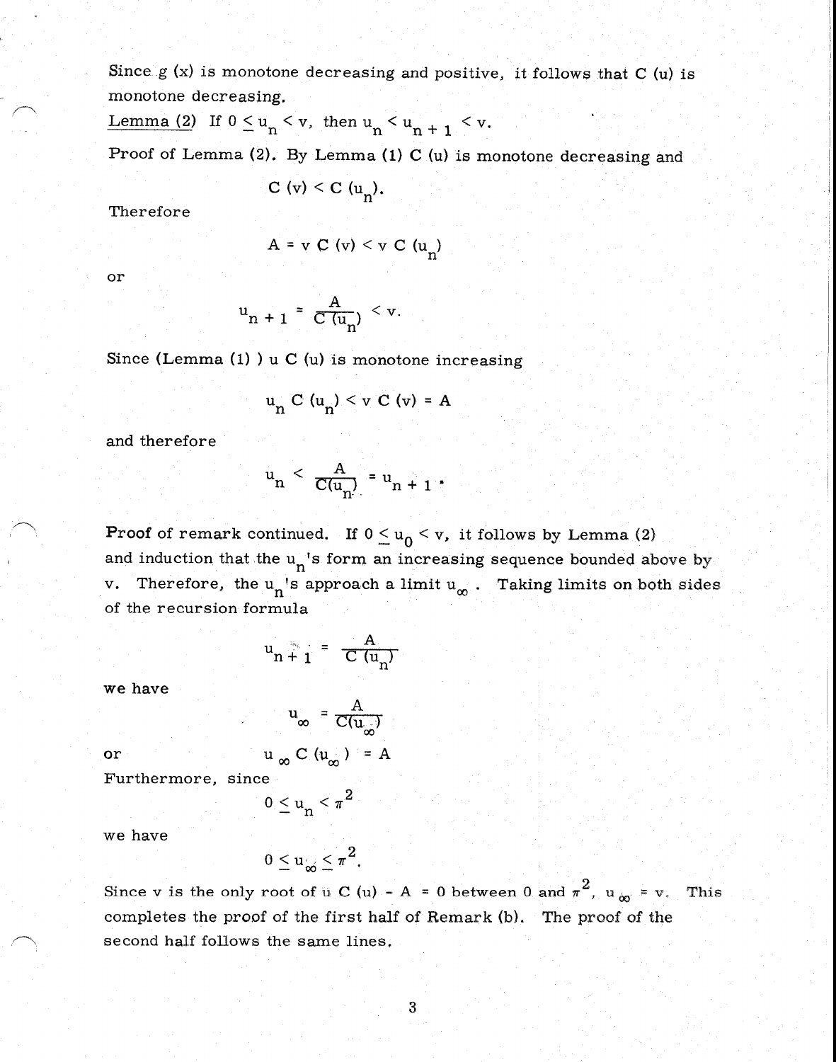Since $g(x)$ is monotone decreasing and positive, it follows that $C(u)$ is monotone decreasing.

Lemma (2) If $0 \leq u_n < v$, then $u_n < u_{n+1} < v$.

Proof of Lemma (2). By Lemma (1) $C(u)$ is monotone decreasing and

$$C(v) < C(u_n).$$

Therefore

$$A = v\,C(v) < v\,C(u_n)$$

or

$$u_{n+1} = \frac{A}{C(u_n)} < v.$$

Since (Lemma (1)) $u\,C(u)$ is monotone increasing

$$u_n\,C(u_n) < v\,C(v) = A$$

and therefore

$$u_n < \frac{A}{C(u_n)} = u_{n+1}.$$

**Proof** of remark continued. If $0 \leq u_0 < v$, it follows by Lemma (2) and induction that the $u_n$'s form an increasing sequence bounded above by $v$. Therefore, the $u_n$'s approach a limit $u_\infty$. Taking limits on both sides of the recursion formula

$$u_{n+1} = \frac{A}{C(u_n)}$$

we have

$$u_\infty = \frac{A}{C(u_\infty)}$$

or

$$u_\infty\,C(u_\infty) = A$$

Furthermore, since

$$0 \leq u_n < \pi^2$$

we have

$$0 \leq u_\infty \leq \pi^2.$$

Since $v$ is the only root of $u\,C(u) - A = 0$ between $0$ and $\pi^2$, $u_\infty = v$. This completes the proof of the first half of Remark (b). The proof of the second half follows the same lines.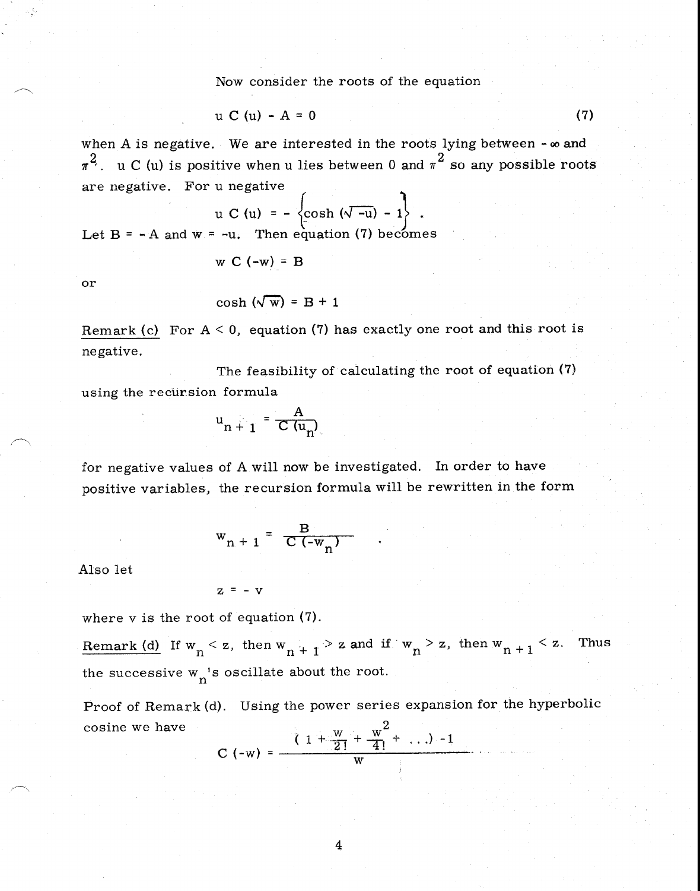Now consider the roots of the equation

$$u\, C(u) - A = 0 \tag{7}$$

when A is negative. We are interested in the roots lying between $-\infty$ and $\pi^2$. $u\, C(u)$ is positive when u lies between 0 and $\pi^2$ so any possible roots are negative. For u negative

$$u\, C(u) = -\left\{ \cosh(\sqrt{-u}) - 1 \right\} .$$

Let $B = -A$ and $w = -u$. Then equation (7) becomes

$$w\, C(-w) = B$$

or

$$\cosh(\sqrt{w}) = B + 1$$

<u>Remark (c)</u> For $A < 0$, equation (7) has exactly one root and this root is negative.

The feasibility of calculating the root of equation (7) using the recursion formula

$$u_{n+1} = \frac{A}{C(u_n)}$$

for negative values of A will now be investigated. In order to have positive variables, the recursion formula will be rewritten in the form

$$w_{n+1} = \frac{B}{C(-w_n)} .$$

Also let

$$z = -v$$

where v is the root of equation (7).

<u>Remark (d)</u> If $w_n < z$, then $w_{n+1} > z$ and if $w_n > z$, then $w_{n+1} < z$. Thus the successive $w_n$'s oscillate about the root.

<u>Proof of Remark (d).</u> Using the power series expansion for the hyperbolic cosine we have

$$C(-w) = \frac{\left(1 + \frac{w}{2!} + \frac{w^2}{4!} + \ldots\right) - 1}{w} .$$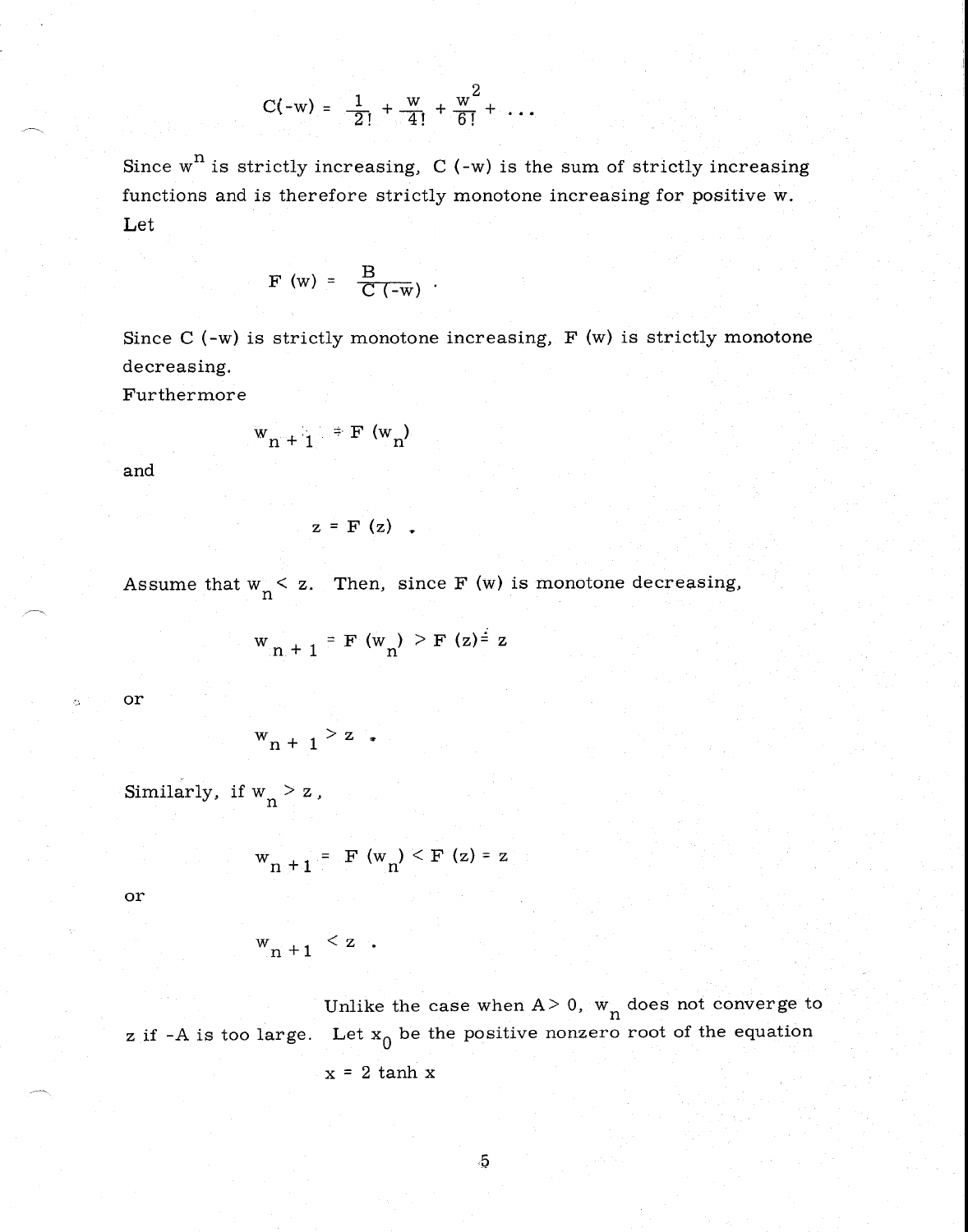$$C(-w) = \frac{1}{2!} + \frac{w}{4!} + \frac{w^2}{6!} + \ldots$$

Since $w^n$ is strictly increasing, $C(-w)$ is the sum of strictly increasing functions and is therefore strictly monotone increasing for positive w. Let

$$F(w) = \frac{B}{C(-w)} .$$

Since $C(-w)$ is strictly monotone increasing, $F(w)$ is strictly monotone decreasing.

Furthermore

$$w_{n+1} = F(w_n)$$

and

$$z = F(z) .$$

Assume that $w_n < z$. Then, since $F(w)$ is monotone decreasing,

$$w_{n+1} = F(w_n) > F(z) = z$$

or

$$w_{n+1} > z .$$

Similarly, if $w_n > z$,

$$w_{n+1} = F(w_n) < F(z) = z$$

or

$$w_{n+1} < z .$$

Unlike the case when $A > 0$, $w_n$ does not converge to z if $-A$ is too large. Let $x_0$ be the positive nonzero root of the equation

$$x = 2 \tanh x$$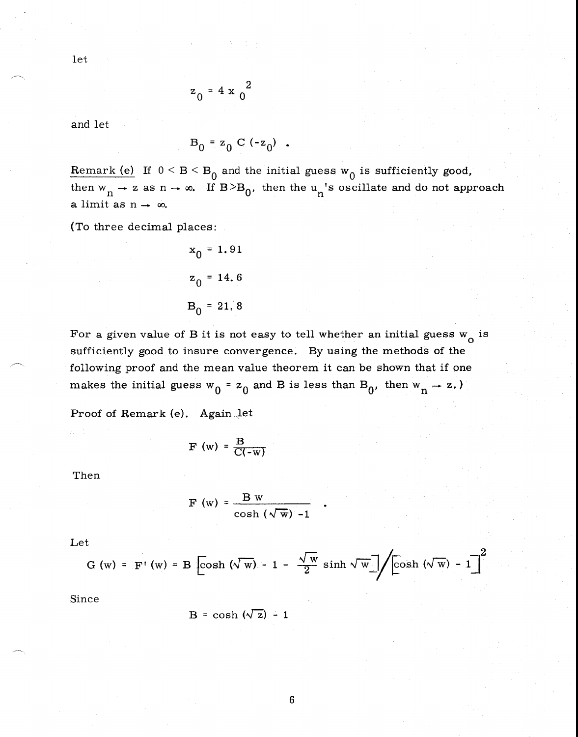let

$$z_0 = 4 x_0^2$$

and let

$$B_0 = z_0 C(-z_0) .$$

Remark (e) If $0 < B < B_0$ and the initial guess $w_0$ is sufficiently good, then $w_n \to z$ as $n \to \infty$. If $B > B_0$, then the $u_n$'s oscillate and do not approach a limit as $n \to \infty$.

(To three decimal places:

$$x_0 = 1.91$$

$$z_0 = 14.6$$

$$B_0 = 21.8$$

For a given value of B it is not easy to tell whether an initial guess $w_o$ is sufficiently good to insure convergence. By using the methods of the following proof and the mean value theorem it can be shown that if one makes the initial guess $w_0 = z_0$ and B is less than $B_0$, then $w_n \to z$.)

Proof of Remark (e). Again let

$$F(w) = \frac{B}{C(-w)}$$

Then

$$F(w) = \frac{B w}{\cosh(\sqrt{w}) - 1} .$$

Let

$$G(w) = F'(w) = B \left[\cosh(\sqrt{w}) - 1 - \frac{\sqrt{w}}{2} \sinh \sqrt{w}\right] \Big/ \left[\cosh(\sqrt{w}) - 1\right]^2$$

Since

$$B = \cosh(\sqrt{z}) - 1$$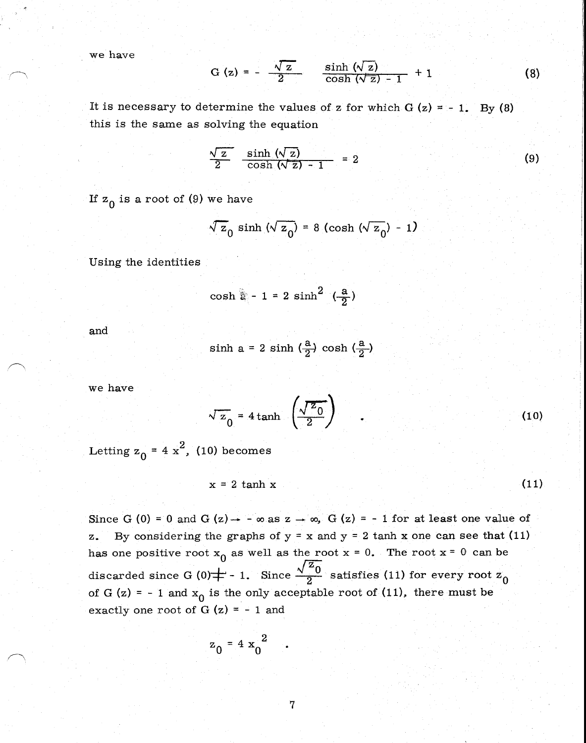we have

$$G(z) = -\frac{\sqrt{z}}{2} \frac{\sinh(\sqrt{z})}{\cosh(\sqrt{z}) - 1} + 1 \tag{8}$$

It is necessary to determine the values of z for which $G(z) = -1$. By (8) this is the same as solving the equation

$$\frac{\sqrt{z}}{2} \frac{\sinh(\sqrt{z})}{\cosh(\sqrt{z}) - 1} = 2 \tag{9}$$

If $z_0$ is a root of (9) we have

$$\sqrt{z_0} \sinh(\sqrt{z_0}) = 8 (\cosh(\sqrt{z_0}) - 1)$$

Using the identities

$$\cosh a - 1 = 2 \sinh^2 \left(\frac{a}{2}\right)$$

and

$$\sinh a = 2 \sinh\left(\frac{a}{2}\right) \cosh\left(\frac{a}{2}\right)$$

we have

$$\sqrt{z_0} = 4 \tanh\left(\frac{\sqrt{z_0}}{2}\right) \quad . \tag{10}$$

Letting $z_0 = 4x^2$, (10) becomes

$$x = 2 \tanh x \tag{11}$$

Since $G(0) = 0$ and $G(z) \to -\infty$ as $z \to \infty$, $G(z) = -1$ for at least one value of z. By considering the graphs of $y = x$ and $y = 2 \tanh x$ one can see that (11) has one positive root $x_0$ as well as the root $x = 0$. The root $x = 0$ can be discarded since $G(0) \neq -1$. Since $\frac{\sqrt{z_0}}{2}$ satisfies (11) for every root $z_0$ of $G(z) = -1$ and $x_0$ is the only acceptable root of (11), there must be exactly one root of $G(z) = -1$ and

$$z_0 = 4 x_0^2 \quad .$$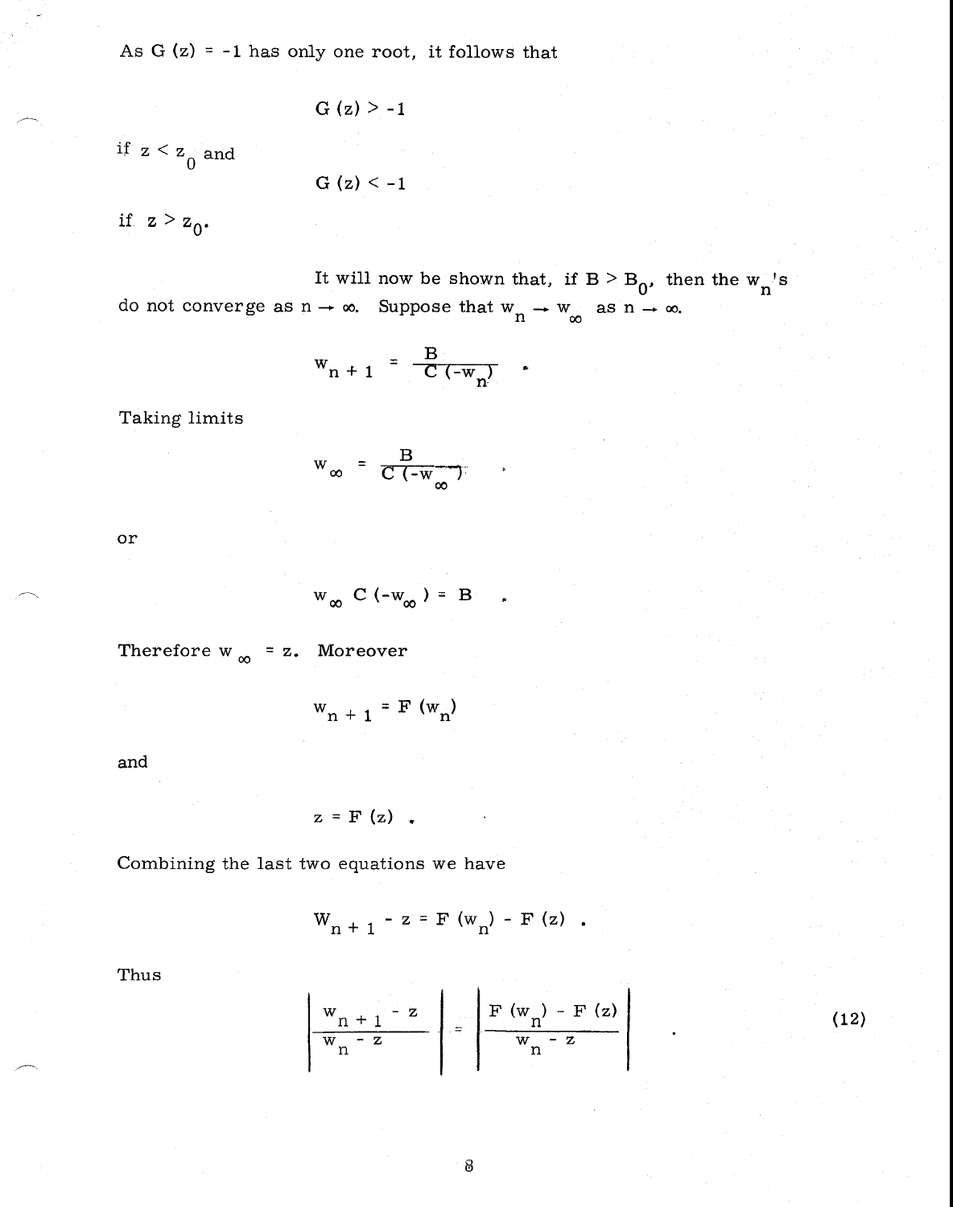As $G(z) = -1$ has only one root, it follows that

$$G(z) > -1$$

if $z < z_0$ and

$$G(z) < -1$$

if $z > z_0$.

It will now be shown that, if $B > B_0$, then the $w_n$'s do not converge as $n \to \infty$. Suppose that $w_n \to w_\infty$ as $n \to \infty$.

$$w_{n+1} = \frac{B}{C(-w_n)} .$$

Taking limits

$$w_\infty = \frac{B}{C(-w_\infty)} ,$$

or

$$w_\infty C(-w_\infty) = B .$$

Therefore $w_\infty = z$. Moreover

$$w_{n+1} = F(w_n)$$

and

$$z = F(z) .$$

Combining the last two equations we have

$$W_{n+1} - z = F(w_n) - F(z) .$$

Thus

$$\left| \frac{w_{n+1} - z}{w_n - z} \right| = \left| \frac{F(w_n) - F(z)}{w_n - z} \right| . \tag{12}$$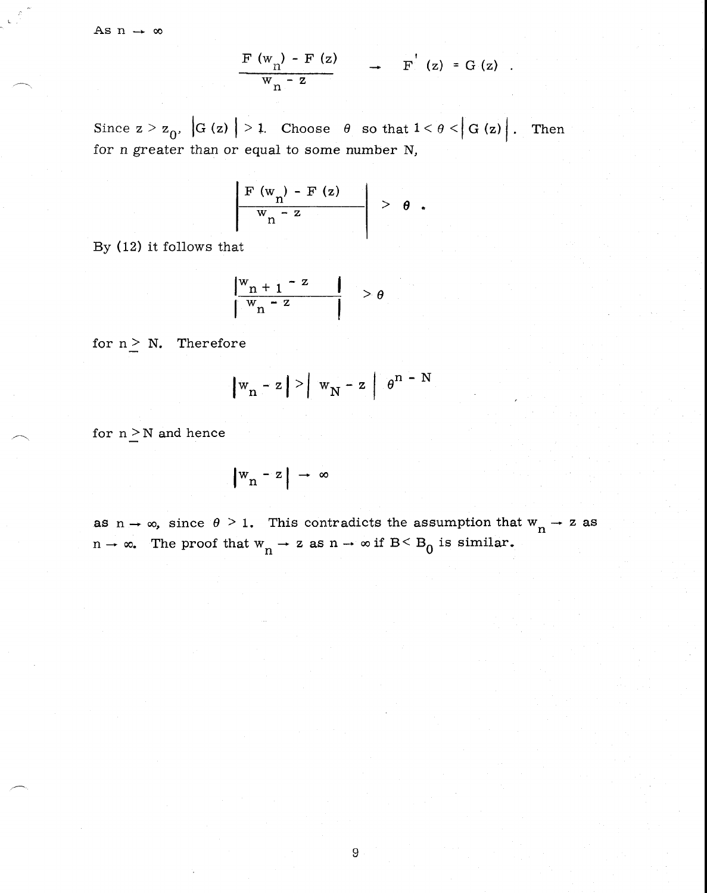As $n \to \infty$

$$\frac{F(w_n) - F(z)}{w_n - z} \quad \to \quad F'(z) = G(z) \ .$$

Since $z > z_0$, $|G(z)| > 1$. Choose $\theta$ so that $1 < \theta < |G(z)|$. Then for n greater than or equal to some number N,

$$\left| \frac{F(w_n) - F(z)}{w_n - z} \right| > \theta \ .$$

By (12) it follows that

$$\left| \frac{w_{n+1} - z}{w_n - z} \right| > \theta$$

for $n \geq N$. Therefore

$$|w_n - z| > |w_N - z| \ \theta^{n-N}$$

for $n \geq N$ and hence

$$|w_n - z| \to \infty$$

as $n \to \infty$, since $\theta > 1$. This contradicts the assumption that $w_n \to z$ as $n \to \infty$. The proof that $w_n \to z$ as $n \to \infty$ if $B < B_0$ is similar.